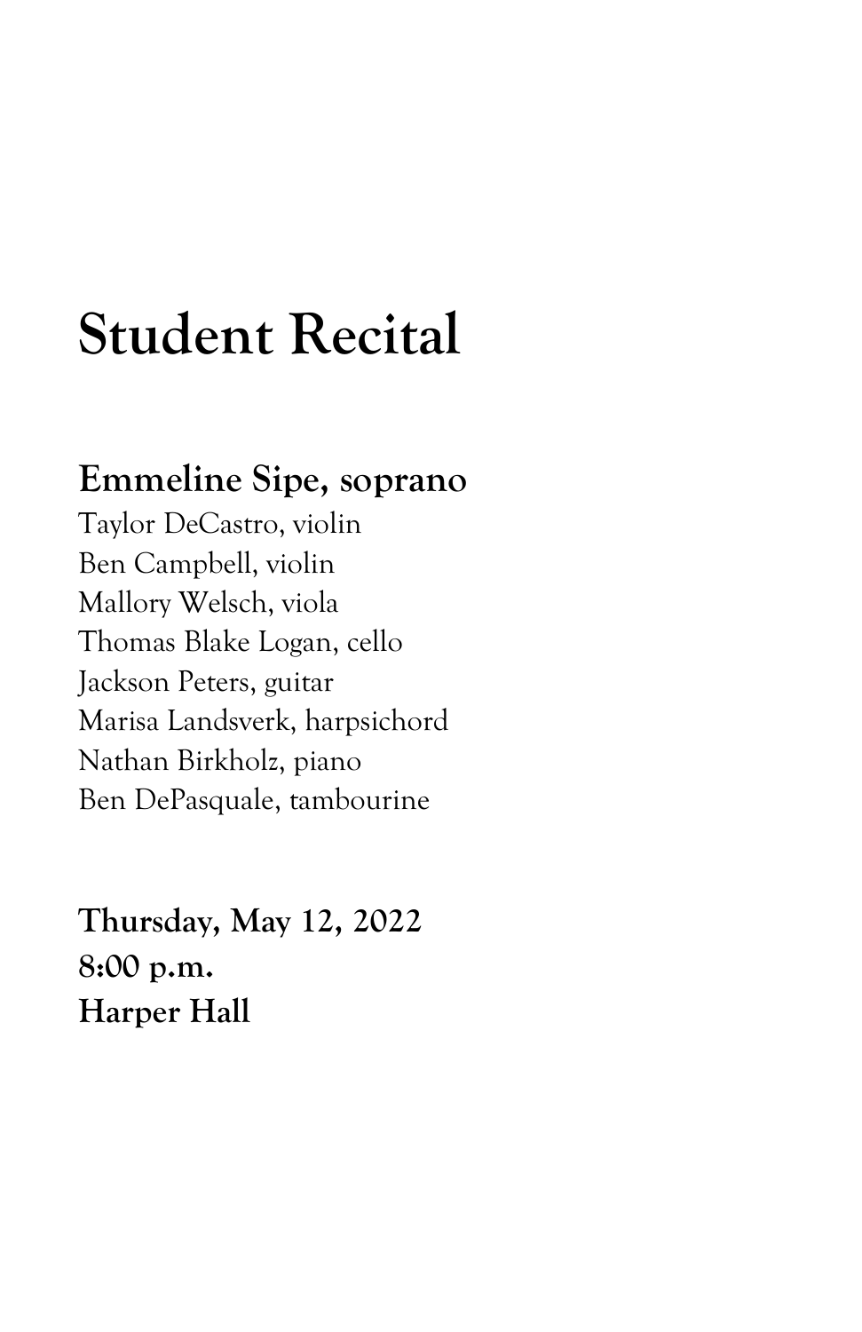# Student Recital

**Emmeline Sipe, soprano**
Taylor DeCastro, violin
Ben Campbell, violin
Mallory Welsch, viola
Thomas Blake Logan, cello
Jackson Peters, guitar
Marisa Landsverk, harpsichord
Nathan Birkholz, piano
Ben DePasquale, tambourine

**Thursday, May 12, 2022**
**8:00 p.m.**
**Harper Hall**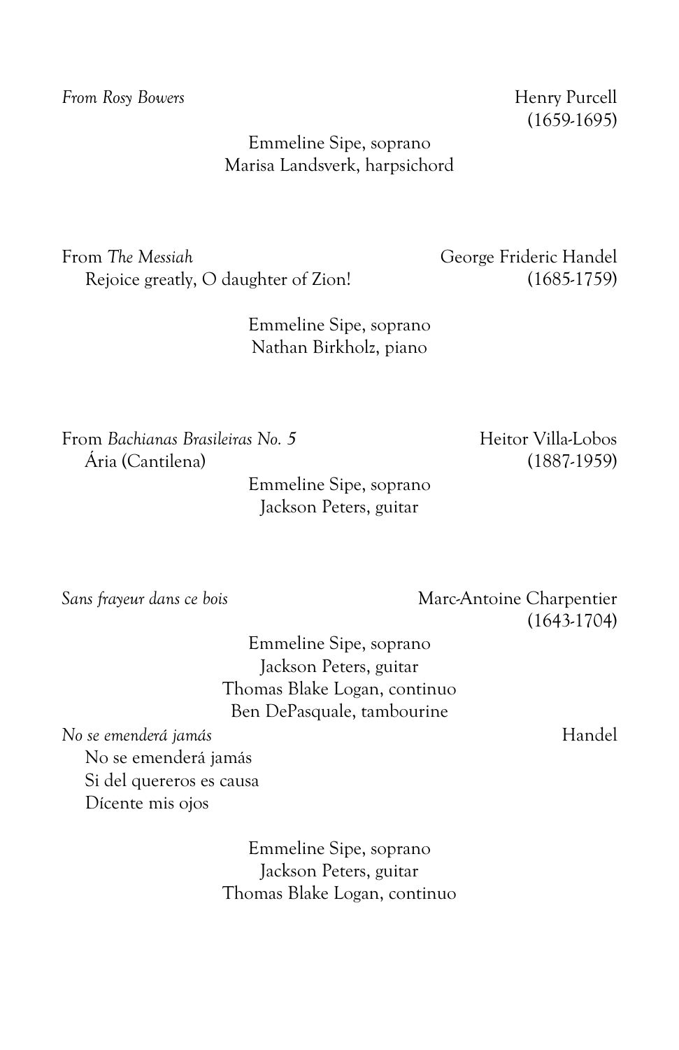*From Rosy Bowers* Henry Purcell
(1659-1695)

Emmeline Sipe, soprano
Marisa Landsverk, harpsichord

From *The Messiah* George Frideric Handel
Rejoice greatly, O daughter of Zion! (1685-1759)

Emmeline Sipe, soprano
Nathan Birkholz, piano

From *Bachianas Brasileiras No. 5* Heitor Villa-Lobos
Ária (Cantilena) (1887-1959)

Emmeline Sipe, soprano
Jackson Peters, guitar

*Sans frayeur dans ce bois* Marc-Antoine Charpentier
(1643-1704)

Emmeline Sipe, soprano
Jackson Peters, guitar
Thomas Blake Logan, continuo
Ben DePasquale, tambourine

*No se emenderá jamás* Handel
No se emenderá jamás
Si del quereros es causa
Dícente mis ojos

Emmeline Sipe, soprano
Jackson Peters, guitar
Thomas Blake Logan, continuo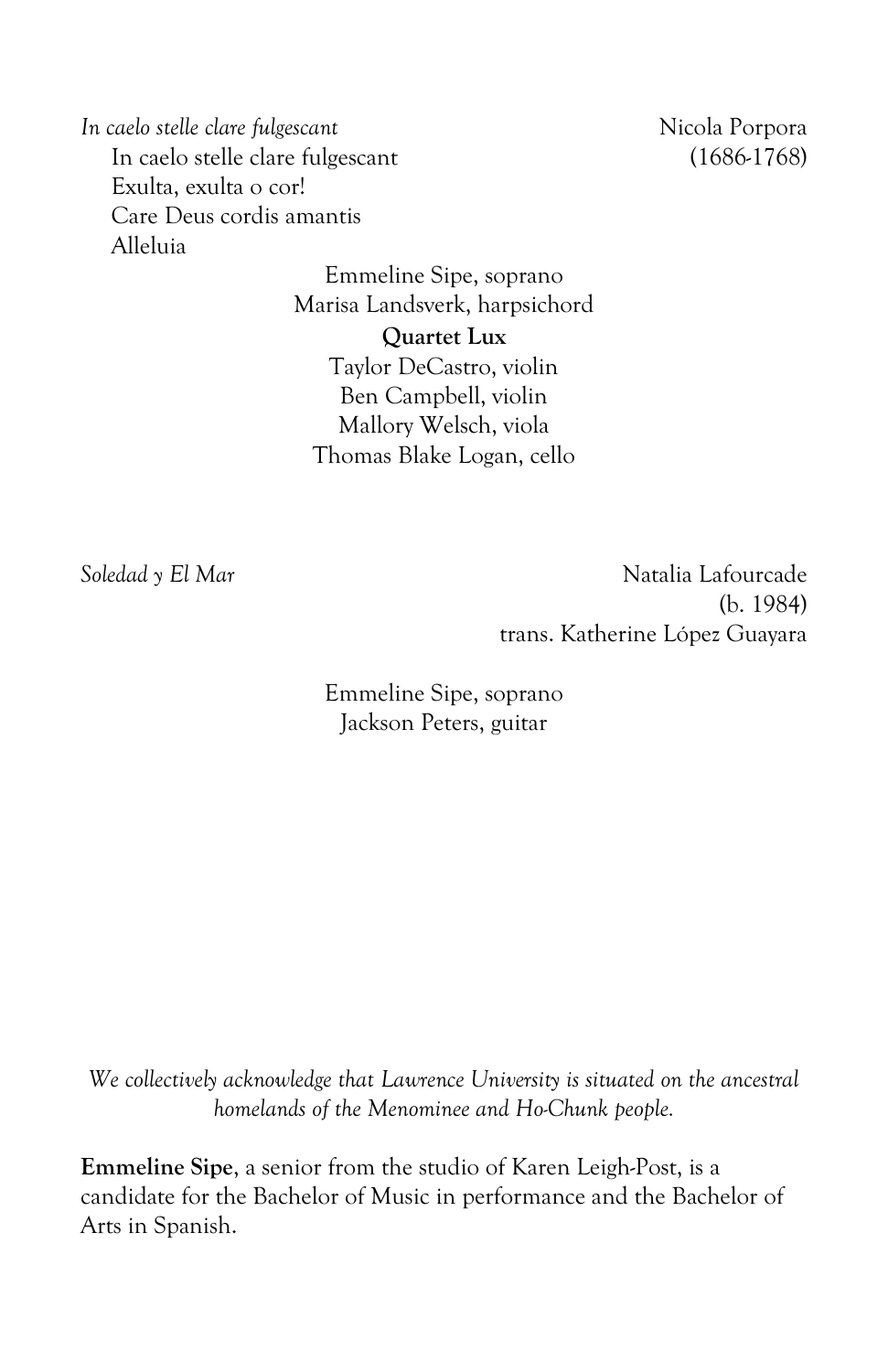*In caelo stelle clare fulgescant* — Nicola Porpora (1686-1768)

In caelo stelle clare fulgescant
Exulta, exulta o cor!
Care Deus cordis amantis
Alleluia

Emmeline Sipe, soprano
Marisa Landsverk, harpsichord
**Quartet Lux**
Taylor DeCastro, violin
Ben Campbell, violin
Mallory Welsch, viola
Thomas Blake Logan, cello

*Soledad y El Mar* — Natalia Lafourcade (b. 1984)
trans. Katherine López Guayara

Emmeline Sipe, soprano
Jackson Peters, guitar

*We collectively acknowledge that Lawrence University is situated on the ancestral homelands of the Menominee and Ho-Chunk people.*

**Emmeline Sipe**, a senior from the studio of Karen Leigh-Post, is a candidate for the Bachelor of Music in performance and the Bachelor of Arts in Spanish.